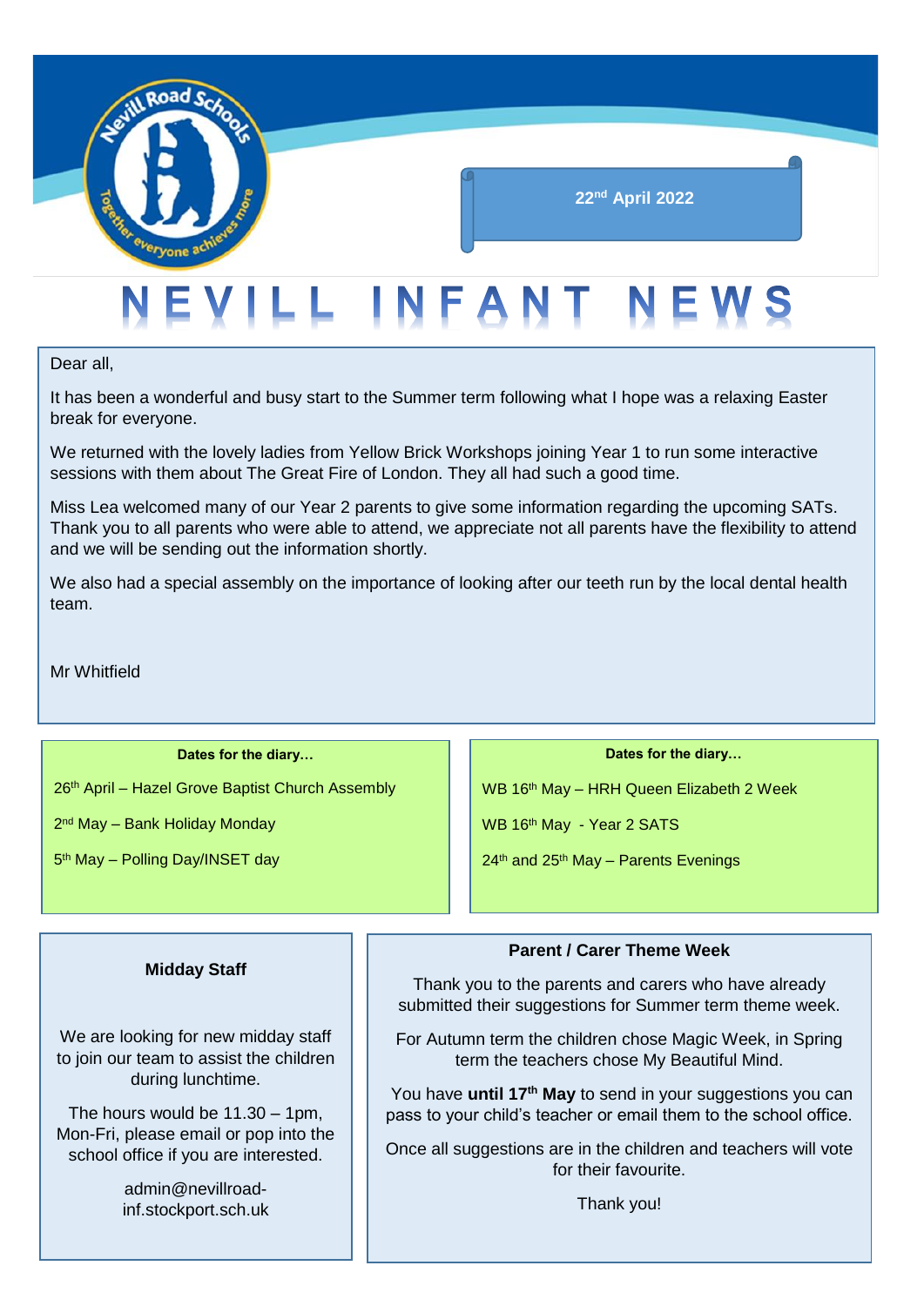22nd April 2022

# NEVILL INFANT NEWS

Dear all,

It has been a wonderful and busy start to the Summer term following what I hope was a relaxing Easter break for everyone.

We returned with the lovely ladies from Yellow Brick Workshops joining Year 1 to run some interactive sessions with them about The Great Fire of London. They all had such a good time.

Miss Lea welcomed many of our Year 2 parents to give some information regarding the upcoming SATs. Thank you to all parents who were able to attend, we appreciate not all parents have the flexibility to attend and we will be sending out the information shortly.

We also had a special assembly on the importance of looking after our teeth run by the local dental health team.

Mr Whitfield

**Dates for the diary…**

26th April – Hazel Grove Baptist Church Assembly

2nd May – Bank Holiday Monday

5th May – Polling Day/INSET day

**Dates for the diary…**

WB 16th May – HRH Queen Elizabeth 2 Week

WB 16th May - Year 2 SATS

24th and 25th May – Parents Evenings

**Midday Staff**

We are looking for new midday staff to join our team to assist the children during lunchtime.

The hours would be 11.30 – 1pm, Mon-Fri, please email or pop into the school office if you are interested.

admin@nevillroad-inf.stockport.sch.uk

**Parent / Carer Theme Week**

Thank you to the parents and carers who have already submitted their suggestions for Summer term theme week.

For Autumn term the children chose Magic Week, in Spring term the teachers chose My Beautiful Mind.

You have **until 17th May** to send in your suggestions you can pass to your child's teacher or email them to the school office.

Once all suggestions are in the children and teachers will vote for their favourite.

Thank you!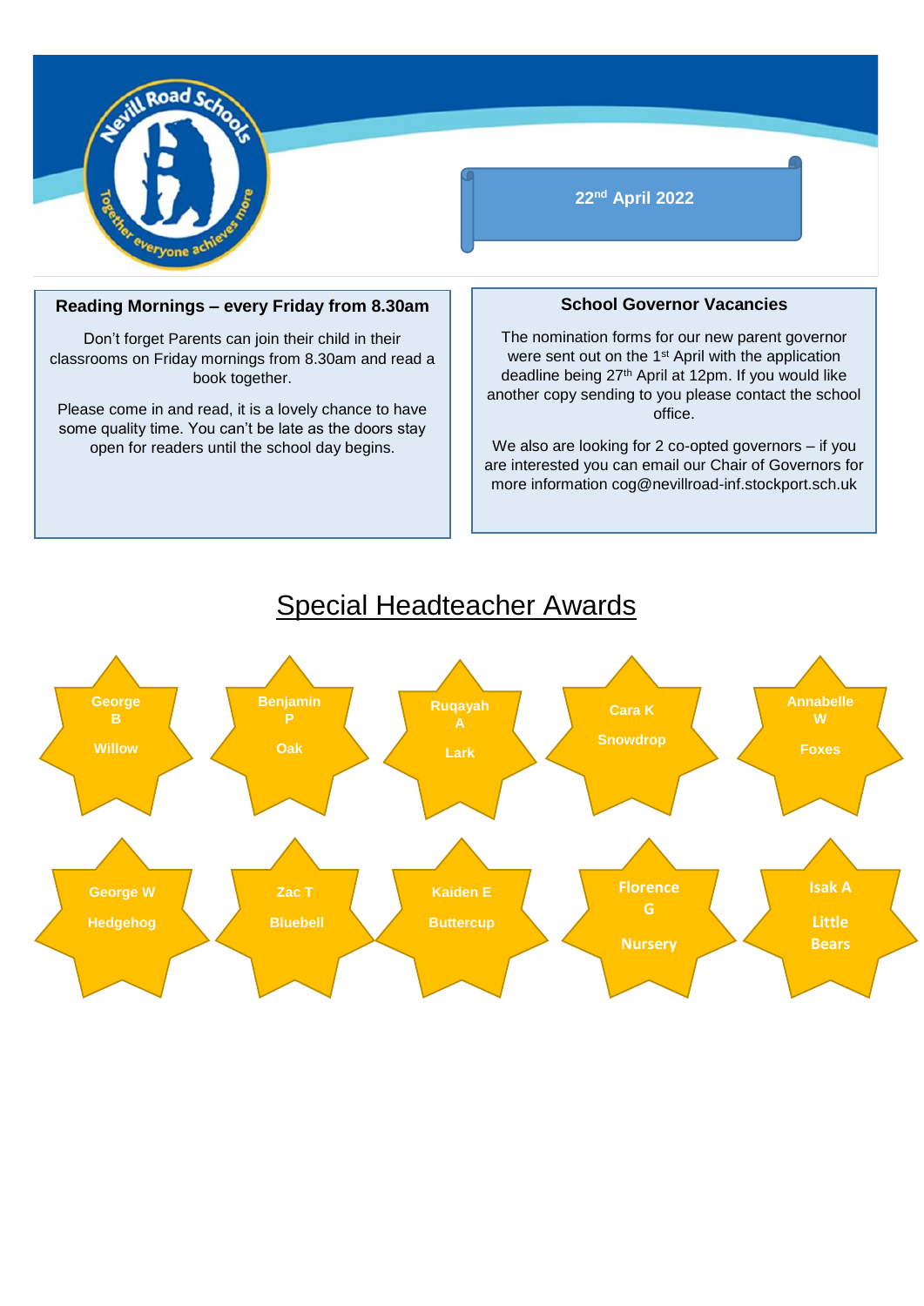22nd April 2022

### Reading Mornings – every Friday from 8.30am

Don't forget Parents can join their child in their classrooms on Friday mornings from 8.30am and read a book together.

Please come in and read, it is a lovely chance to have some quality time. You can't be late as the doors stay open for readers until the school day begins.

### School Governor Vacancies

The nomination forms for our new parent governor were sent out on the 1st April with the application deadline being 27th April at 12pm. If you would like another copy sending to you please contact the school office.

We also are looking for 2 co-opted governors – if you are interested you can email our Chair of Governors for more information cog@nevillroad-inf.stockport.sch.uk

## Special Headteacher Awards

- George B – Willow
- Benjamin P – Oak
- Ruqayah A – Lark
- Cara K – Snowdrop
- Annabelle W – Foxes
- George W – Hedgehog
- Zac T – Bluebell
- Kaiden E – Buttercup
- Florence G – Nursery
- Isak A – Little Bears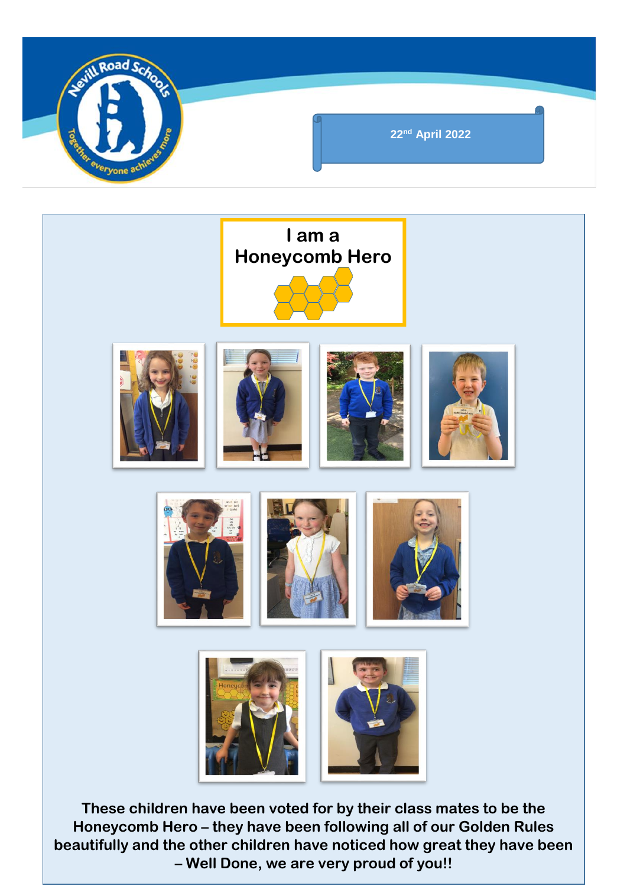22nd April 2022

# I am a Honeycomb Hero

**These children have been voted for by their class mates to be the Honeycomb Hero – they have been following all of our Golden Rules beautifully and the other children have noticed how great they have been – Well Done, we are very proud of you!!**